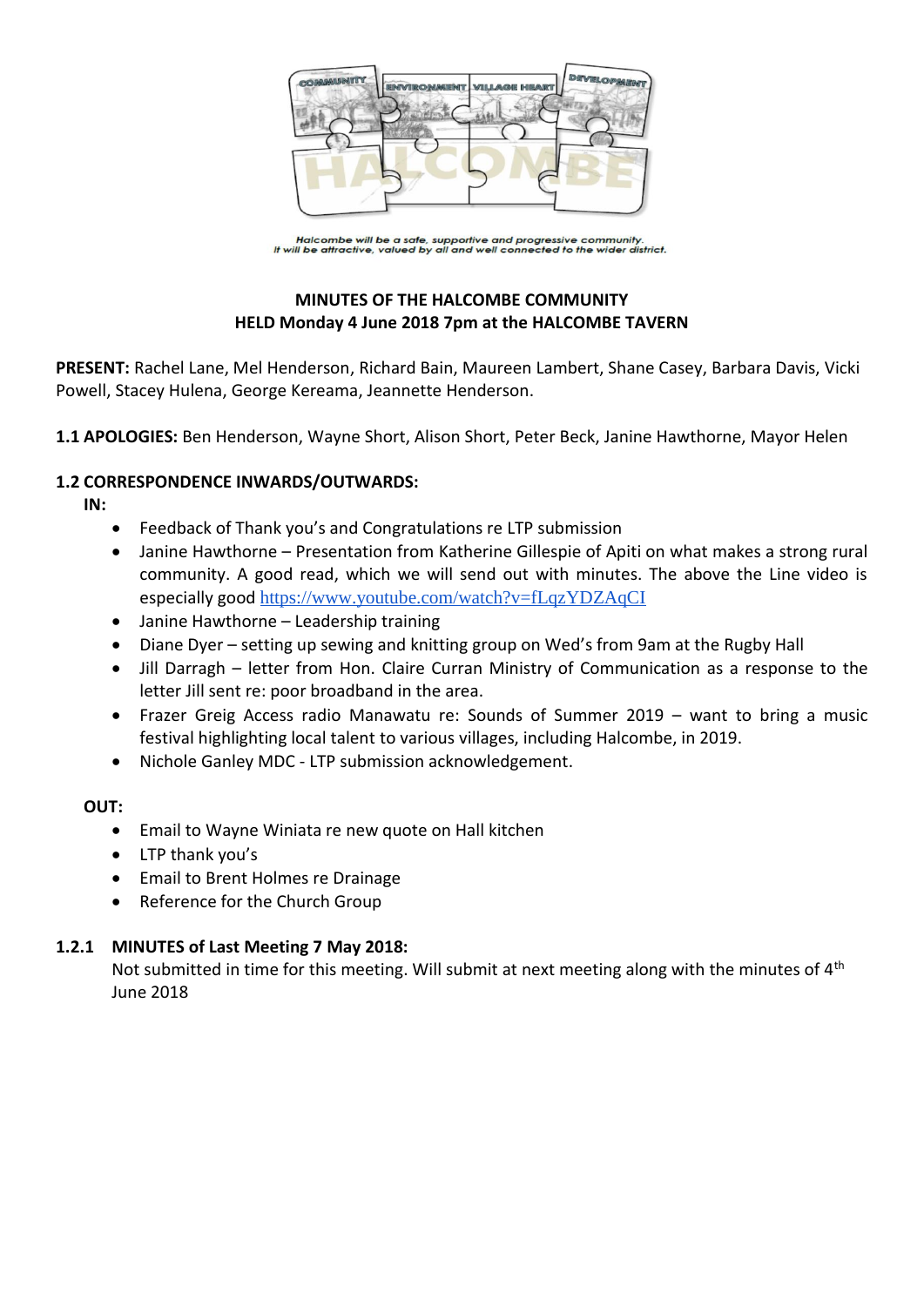*Halcombe will be a safe, supportive and progressive community.*
*It will be attractive, valued by all and well connected to the wider district.*

**MINUTES OF THE HALCOMBE COMMUNITY**
**HELD Monday 4 June 2018 7pm at the HALCOMBE TAVERN**

**PRESENT:** Rachel Lane, Mel Henderson, Richard Bain, Maureen Lambert, Shane Casey, Barbara Davis, Vicki Powell, Stacey Hulena, George Kereama, Jeannette Henderson.

**1.1 APOLOGIES:** Ben Henderson, Wayne Short, Alison Short, Peter Beck, Janine Hawthorne, Mayor Helen

**1.2 CORRESPONDENCE INWARDS/OUTWARDS:**

**IN:**

- Feedback of Thank you's and Congratulations re LTP submission
- Janine Hawthorne – Presentation from Katherine Gillespie of Apiti on what makes a strong rural community. A good read, which we will send out with minutes. The above the Line video is especially good https://www.youtube.com/watch?v=fLqzYDZAqCI
- Janine Hawthorne – Leadership training
- Diane Dyer – setting up sewing and knitting group on Wed's from 9am at the Rugby Hall
- Jill Darragh – letter from Hon. Claire Curran Ministry of Communication as a response to the letter Jill sent re: poor broadband in the area.
- Frazer Greig Access radio Manawatu re: Sounds of Summer 2019 – want to bring a music festival highlighting local talent to various villages, including Halcombe, in 2019.
- Nichole Ganley MDC - LTP submission acknowledgement.

**OUT:**

- Email to Wayne Winiata re new quote on Hall kitchen
- LTP thank you's
- Email to Brent Holmes re Drainage
- Reference for the Church Group

**1.2.1 MINUTES of Last Meeting 7 May 2018:**

Not submitted in time for this meeting. Will submit at next meeting along with the minutes of 4th June 2018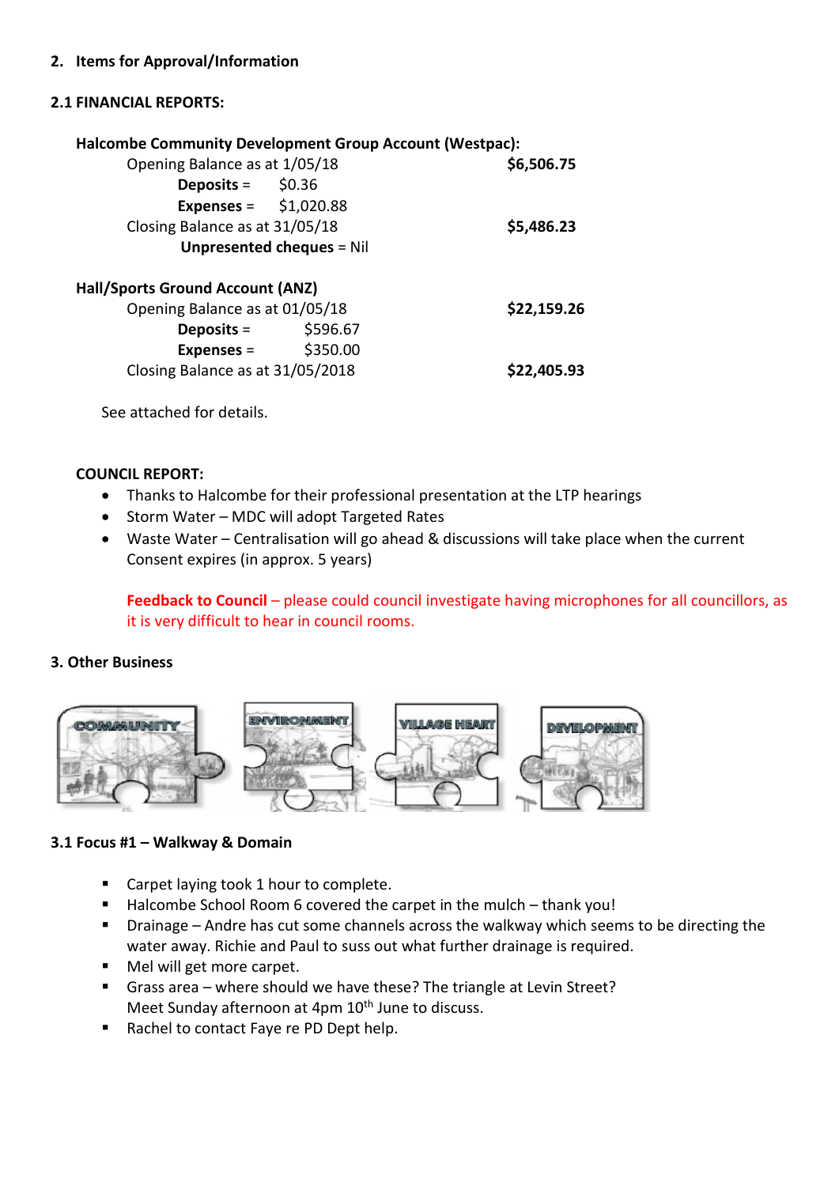## 2. Items for Approval/Information

### 2.1 FINANCIAL REPORTS:

**Halcombe Community Development Group Account (Westpac):**

| | | |
|---|---|---|
| Opening Balance as at 1/05/18 | | **$6,506.75** |
| **Deposits** = | $0.36 | |
| **Expenses** = | $1,020.88 | |
| Closing Balance as at 31/05/18 | | **$5,486.23** |
| **Unpresented cheques** = Nil | | |

**Hall/Sports Ground Account (ANZ)**

| | | |
|---|---|---|
| Opening Balance as at 01/05/18 | | **$22,159.26** |
| **Deposits** = | $596.67 | |
| **Expenses** = | $350.00 | |
| Closing Balance as at 31/05/2018 | | **$22,405.93** |

See attached for details.

**COUNCIL REPORT:**

- Thanks to Halcombe for their professional presentation at the LTP hearings
- Storm Water – MDC will adopt Targeted Rates
- Waste Water – Centralisation will go ahead & discussions will take place when the current Consent expires (in approx. 5 years)

**Feedback to Council** – please could council investigate having microphones for all councillors, as it is very difficult to hear in council rooms.

## 3. Other Business

COMMUNITY | ENVIRONMENT | VILLAGE HEART | DEVELOPMENT

### 3.1 Focus #1 – Walkway & Domain

- Carpet laying took 1 hour to complete.
- Halcombe School Room 6 covered the carpet in the mulch – thank you!
- Drainage – Andre has cut some channels across the walkway which seems to be directing the water away. Richie and Paul to suss out what further drainage is required.
- Mel will get more carpet.
- Grass area – where should we have these? The triangle at Levin Street? Meet Sunday afternoon at 4pm 10th June to discuss.
- Rachel to contact Faye re PD Dept help.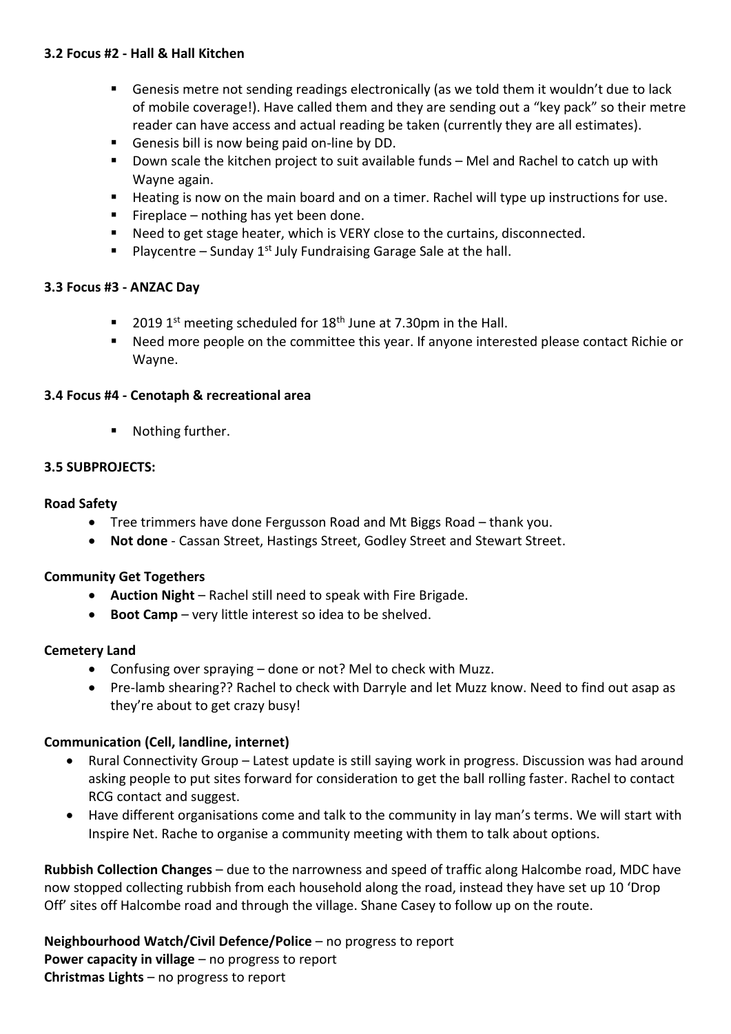### 3.2 Focus #2 - Hall & Hall Kitchen

- Genesis metre not sending readings electronically (as we told them it wouldn't due to lack of mobile coverage!). Have called them and they are sending out a "key pack" so their metre reader can have access and actual reading be taken (currently they are all estimates).
- Genesis bill is now being paid on-line by DD.
- Down scale the kitchen project to suit available funds – Mel and Rachel to catch up with Wayne again.
- Heating is now on the main board and on a timer. Rachel will type up instructions for use.
- Fireplace – nothing has yet been done.
- Need to get stage heater, which is VERY close to the curtains, disconnected.
- Playcentre – Sunday 1st July Fundraising Garage Sale at the hall.

### 3.3 Focus #3 - ANZAC Day

- 2019 1st meeting scheduled for 18th June at 7.30pm in the Hall.
- Need more people on the committee this year. If anyone interested please contact Richie or Wayne.

### 3.4 Focus #4 - Cenotaph & recreational area

- Nothing further.

### 3.5 SUBPROJECTS:

**Road Safety**

- Tree trimmers have done Fergusson Road and Mt Biggs Road – thank you.
- **Not done** - Cassan Street, Hastings Street, Godley Street and Stewart Street.

**Community Get Togethers**

- **Auction Night** – Rachel still need to speak with Fire Brigade.
- **Boot Camp** – very little interest so idea to be shelved.

**Cemetery Land**

- Confusing over spraying – done or not? Mel to check with Muzz.
- Pre-lamb shearing?? Rachel to check with Darryle and let Muzz know. Need to find out asap as they're about to get crazy busy!

**Communication (Cell, landline, internet)**

- Rural Connectivity Group – Latest update is still saying work in progress. Discussion was had around asking people to put sites forward for consideration to get the ball rolling faster. Rachel to contact RCG contact and suggest.
- Have different organisations come and talk to the community in lay man's terms. We will start with Inspire Net. Rache to organise a community meeting with them to talk about options.

**Rubbish Collection Changes** – due to the narrowness and speed of traffic along Halcombe road, MDC have now stopped collecting rubbish from each household along the road, instead they have set up 10 'Drop Off' sites off Halcombe road and through the village. Shane Casey to follow up on the route.

**Neighbourhood Watch/Civil Defence/Police** – no progress to report
**Power capacity in village** – no progress to report
**Christmas Lights** – no progress to report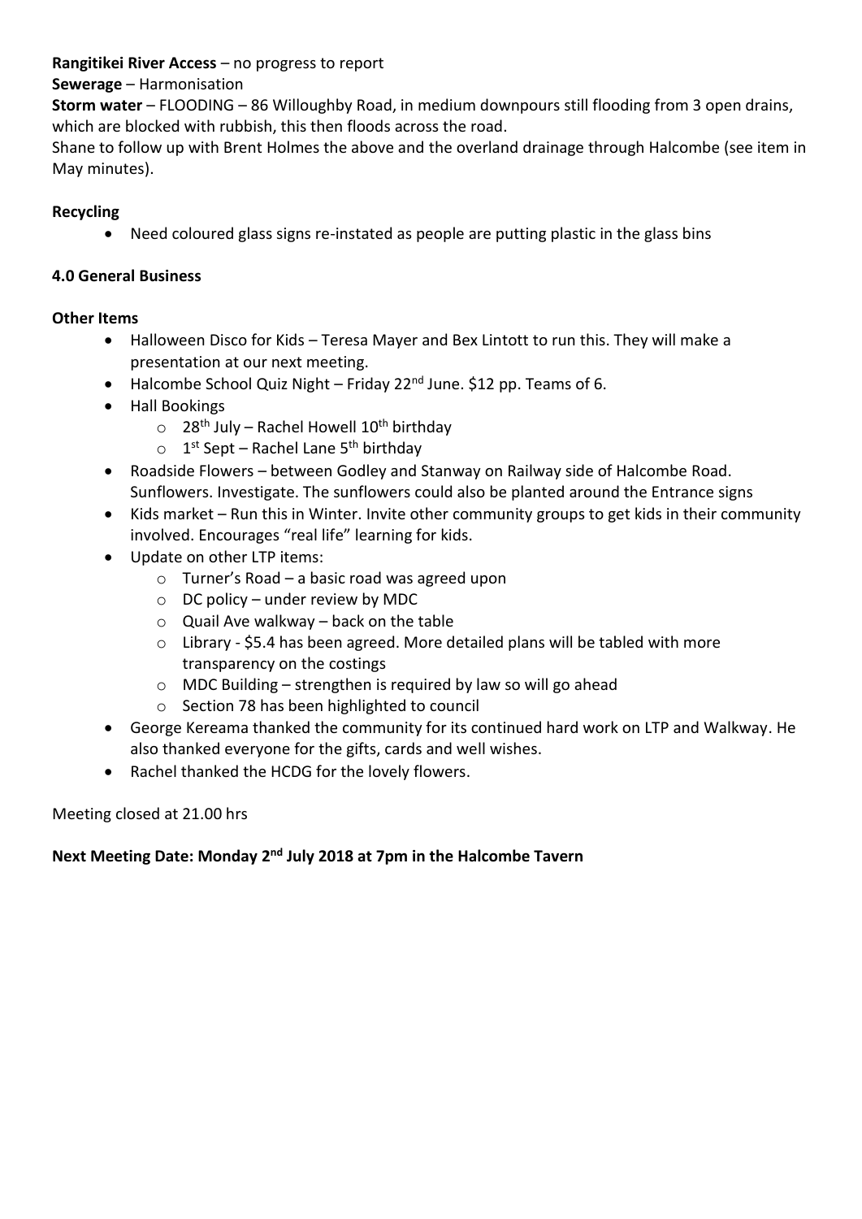**Rangitikei River Access** – no progress to report

**Sewerage** – Harmonisation

**Storm water** – FLOODING – 86 Willoughby Road, in medium downpours still flooding from 3 open drains, which are blocked with rubbish, this then floods across the road.

Shane to follow up with Brent Holmes the above and the overland drainage through Halcombe (see item in May minutes).

**Recycling**

- Need coloured glass signs re-instated as people are putting plastic in the glass bins

**4.0 General Business**

**Other Items**

- Halloween Disco for Kids – Teresa Mayer and Bex Lintott to run this. They will make a presentation at our next meeting.
- Halcombe School Quiz Night – Friday 22nd June. $12 pp. Teams of 6.
- Hall Bookings
    - 28th July – Rachel Howell 10th birthday
    - 1st Sept – Rachel Lane 5th birthday
- Roadside Flowers – between Godley and Stanway on Railway side of Halcombe Road. Sunflowers. Investigate. The sunflowers could also be planted around the Entrance signs
- Kids market – Run this in Winter. Invite other community groups to get kids in their community involved. Encourages "real life" learning for kids.
- Update on other LTP items:
    - Turner's Road – a basic road was agreed upon
    - DC policy – under review by MDC
    - Quail Ave walkway – back on the table
    - Library - $5.4 has been agreed. More detailed plans will be tabled with more transparency on the costings
    - MDC Building – strengthen is required by law so will go ahead
    - Section 78 has been highlighted to council
- George Kereama thanked the community for its continued hard work on LTP and Walkway. He also thanked everyone for the gifts, cards and well wishes.
- Rachel thanked the HCDG for the lovely flowers.

Meeting closed at 21.00 hrs

**Next Meeting Date: Monday 2nd July 2018 at 7pm in the Halcombe Tavern**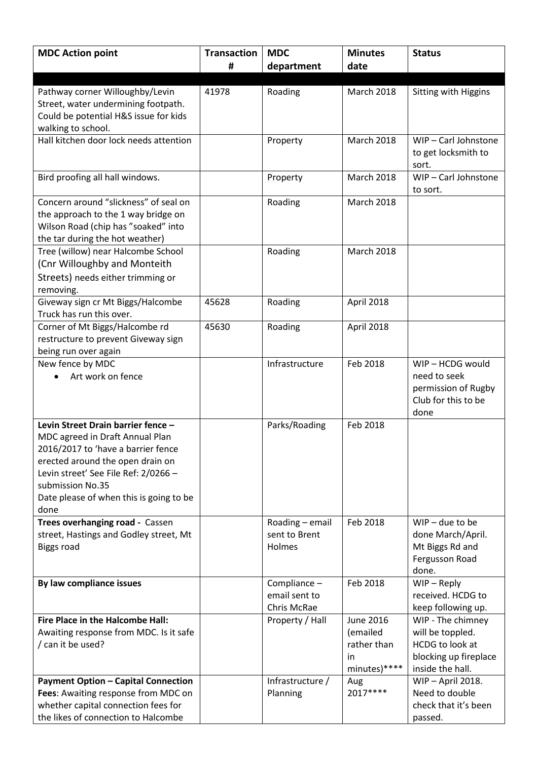| MDC Action point | Transaction # | MDC department | Minutes date | Status |
| --- | --- | --- | --- | --- |
| | | | | |
| Pathway corner Willoughby/Levin Street, water undermining footpath. Could be potential H&S issue for kids walking to school. | 41978 | Roading | March 2018 | Sitting with Higgins |
| Hall kitchen door lock needs attention | | Property | March 2018 | WIP – Carl Johnstone to get locksmith to sort. |
| Bird proofing all hall windows. | | Property | March 2018 | WIP – Carl Johnstone to sort. |
| Concern around "slickness" of seal on the approach to the 1 way bridge on Wilson Road (chip has "soaked" into the tar during the hot weather) | | Roading | March 2018 | |
| Tree (willow) near Halcombe School (Cnr Willoughby and Monteith Streets) needs either trimming or removing. | | Roading | March 2018 | |
| Giveway sign cr Mt Biggs/Halcombe Truck has run this over. | 45628 | Roading | April 2018 | |
| Corner of Mt Biggs/Halcombe rd restructure to prevent Giveway sign being run over again | 45630 | Roading | April 2018 | |
| New fence by MDC <br>• Art work on fence | | Infrastructure | Feb 2018 | WIP – HCDG would need to seek permission of Rugby Club for this to be done |
| **Levin Street Drain barrier fence –** MDC agreed in Draft Annual Plan 2016/2017 to 'have a barrier fence erected around the open drain on Levin street' See File Ref: 2/0266 – submission No.35 Date please of when this is going to be done | | Parks/Roading | Feb 2018 | |
| **Trees overhanging road -** Cassen street, Hastings and Godley street, Mt Biggs road | | Roading – email sent to Brent Holmes | Feb 2018 | WIP – due to be done March/April. Mt Biggs Rd and Fergusson Road done. |
| **By law compliance issues** | | Compliance – email sent to Chris McRae | Feb 2018 | WIP – Reply received. HCDG to keep following up. |
| **Fire Place in the Halcombe Hall:** Awaiting response from MDC. Is it safe / can it be used? | | Property / Hall | June 2016 (emailed rather than in minutes)**** | WIP - The chimney will be toppled. HCDG to look at blocking up fireplace inside the hall. |
| **Payment Option – Capital Connection Fees**: Awaiting response from MDC on whether capital connection fees for the likes of connection to Halcombe | | Infrastructure / Planning | Aug 2017**** | WIP – April 2018. Need to double check that it's been passed. |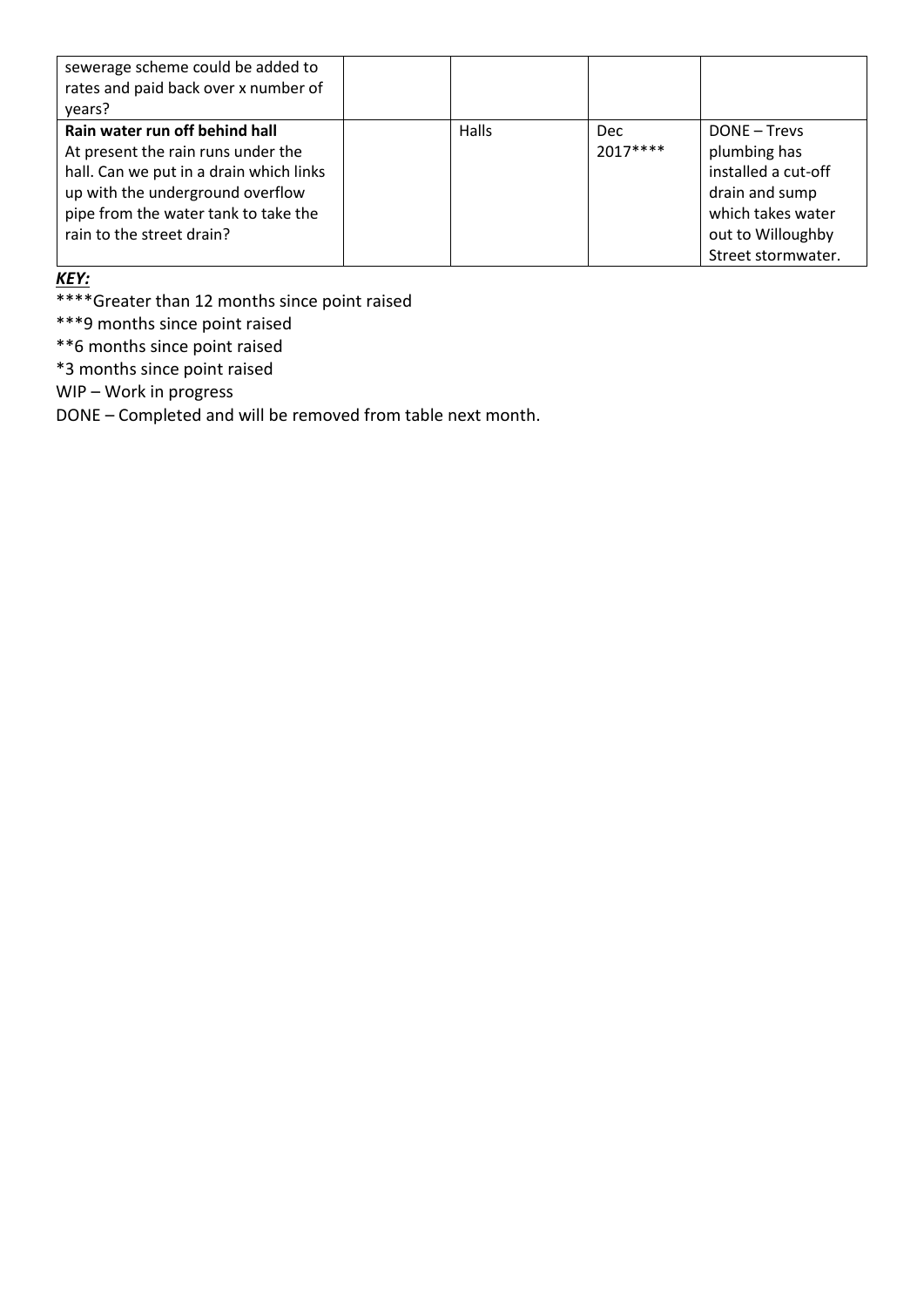| | | | | |
|---|---|---|---|---|
| sewerage scheme could be added to rates and paid back over x number of years? | | | | |
| **Rain water run off behind hall** At present the rain runs under the hall. Can we put in a drain which links up with the underground overflow pipe from the water tank to take the rain to the street drain? | | Halls | Dec 2017**** | DONE – Trevs plumbing has installed a cut-off drain and sump which takes water out to Willoughby Street stormwater. |

***KEY:***

****Greater than 12 months since point raised

***9 months since point raised

**6 months since point raised

*3 months since point raised

WIP – Work in progress

DONE – Completed and will be removed from table next month.